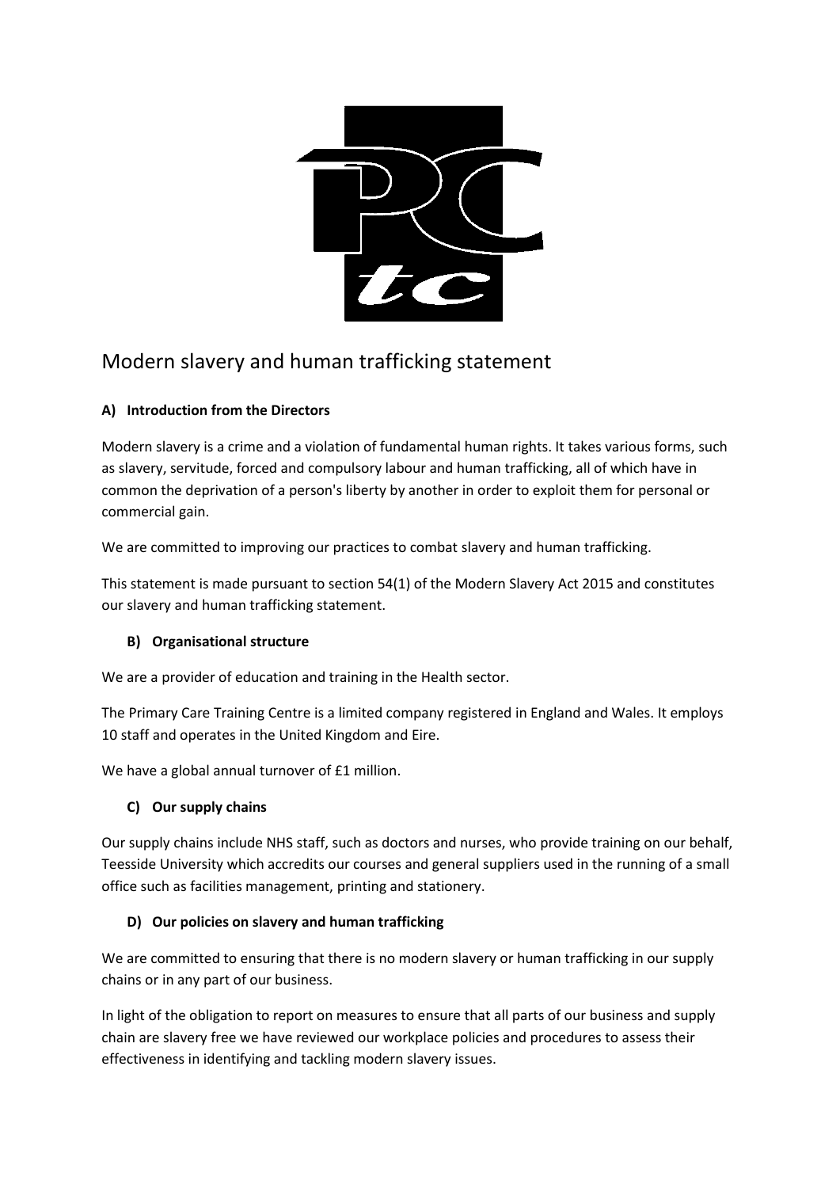# Modern slavery and human trafficking statement

### A) Introduction from the Directors

Modern slavery is a crime and a violation of fundamental human rights. It takes various forms, such as slavery, servitude, forced and compulsory labour and human trafficking, all of which have in common the deprivation of a person's liberty by another in order to exploit them for personal or commercial gain.

We are committed to improving our practices to combat slavery and human trafficking.

This statement is made pursuant to section 54(1) of the Modern Slavery Act 2015 and constitutes our slavery and human trafficking statement.

### B) Organisational structure

We are a provider of education and training in the Health sector.

The Primary Care Training Centre is a limited company registered in England and Wales. It employs 10 staff and operates in the United Kingdom and Eire.

We have a global annual turnover of £1 million.

### C) Our supply chains

Our supply chains include NHS staff, such as doctors and nurses, who provide training on our behalf, Teesside University which accredits our courses and general suppliers used in the running of a small office such as facilities management, printing and stationery.

### D) Our policies on slavery and human trafficking

We are committed to ensuring that there is no modern slavery or human trafficking in our supply chains or in any part of our business.

In light of the obligation to report on measures to ensure that all parts of our business and supply chain are slavery free we have reviewed our workplace policies and procedures to assess their effectiveness in identifying and tackling modern slavery issues.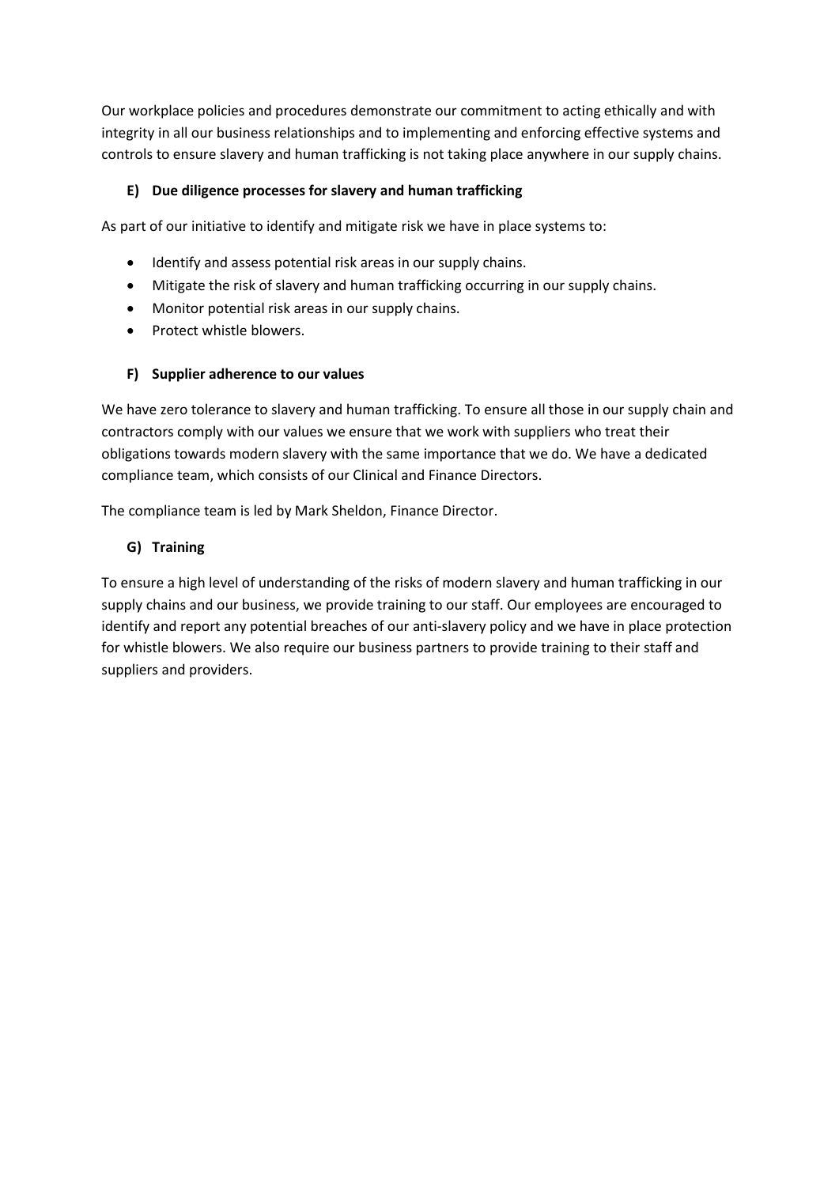Our workplace policies and procedures demonstrate our commitment to acting ethically and with integrity in all our business relationships and to implementing and enforcing effective systems and controls to ensure slavery and human trafficking is not taking place anywhere in our supply chains.

### E) Due diligence processes for slavery and human trafficking

As part of our initiative to identify and mitigate risk we have in place systems to:

- Identify and assess potential risk areas in our supply chains.
- Mitigate the risk of slavery and human trafficking occurring in our supply chains.
- Monitor potential risk areas in our supply chains.
- Protect whistle blowers.

### F) Supplier adherence to our values

We have zero tolerance to slavery and human trafficking. To ensure all those in our supply chain and contractors comply with our values we ensure that we work with suppliers who treat their obligations towards modern slavery with the same importance that we do. We have a dedicated compliance team, which consists of our Clinical and Finance Directors.

The compliance team is led by Mark Sheldon, Finance Director.

### G) Training

To ensure a high level of understanding of the risks of modern slavery and human trafficking in our supply chains and our business, we provide training to our staff. Our employees are encouraged to identify and report any potential breaches of our anti-slavery policy and we have in place protection for whistle blowers. We also require our business partners to provide training to their staff and suppliers and providers.